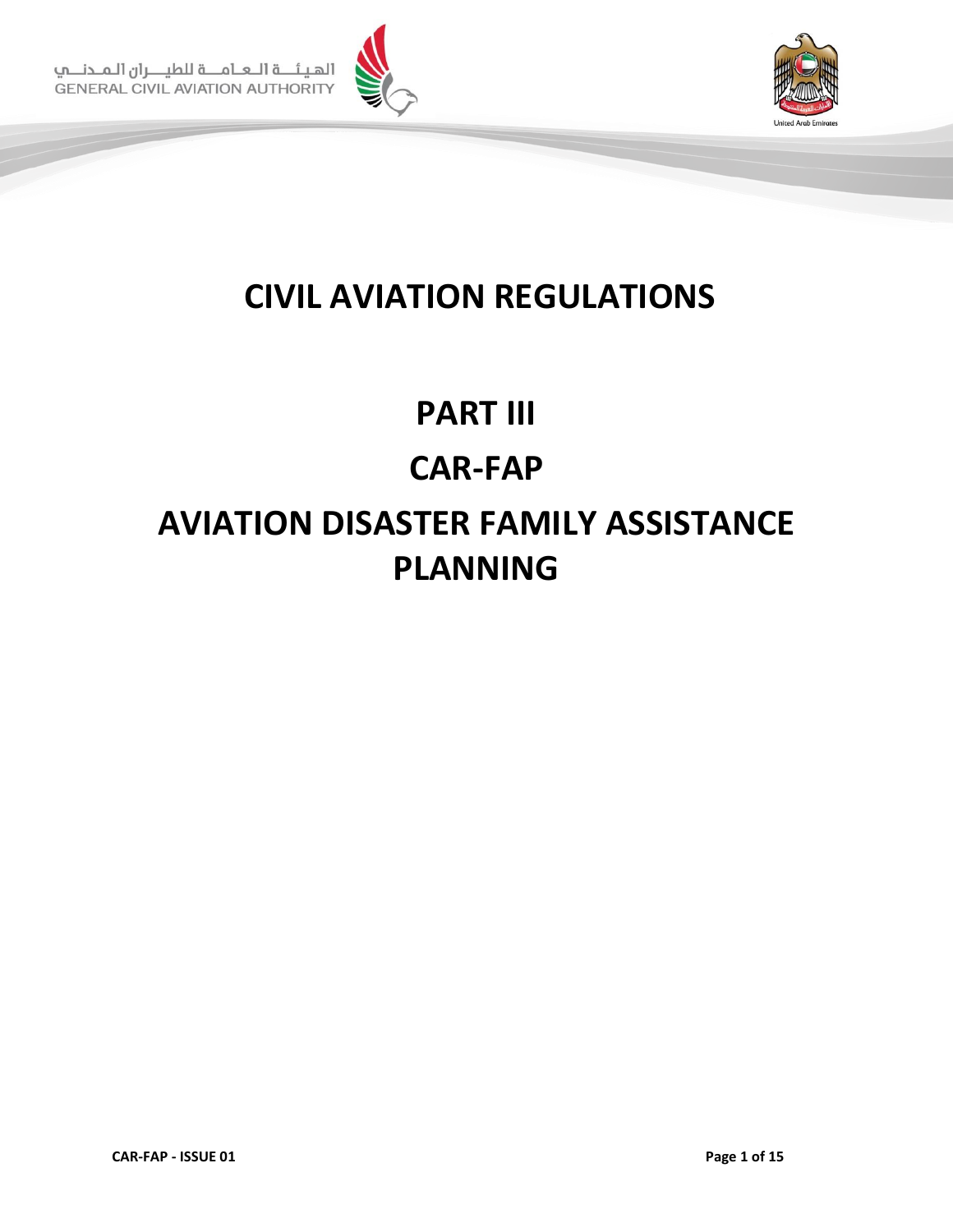الهيئة العامة للطيران المدني
GENERAL CIVIL AVIATION AUTHORITY

United Arab Emirates

# CIVIL AVIATION REGULATIONS

# PART III

# CAR-FAP

# AVIATION DISASTER FAMILY ASSISTANCE PLANNING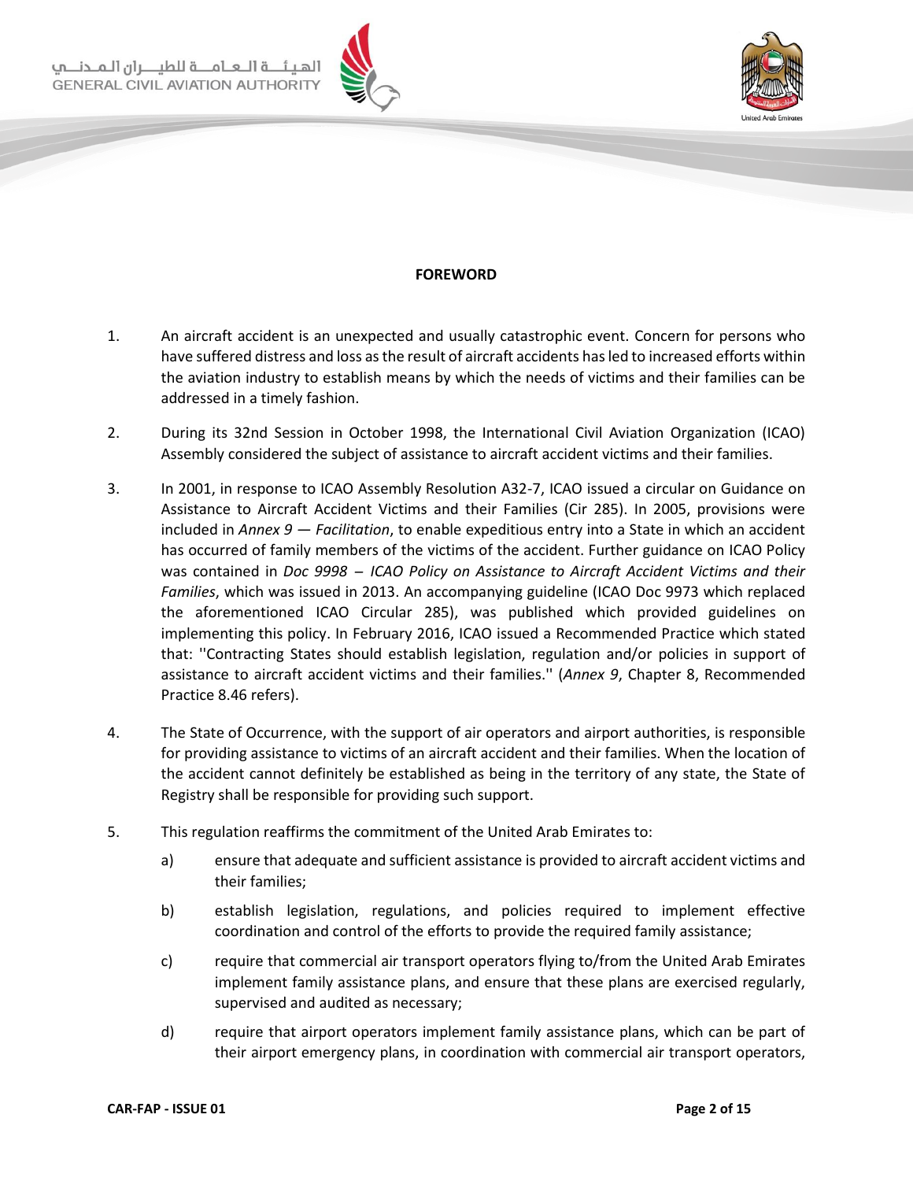## FOREWORD

1. An aircraft accident is an unexpected and usually catastrophic event. Concern for persons who have suffered distress and loss as the result of aircraft accidents has led to increased efforts within the aviation industry to establish means by which the needs of victims and their families can be addressed in a timely fashion.

2. During its 32nd Session in October 1998, the International Civil Aviation Organization (ICAO) Assembly considered the subject of assistance to aircraft accident victims and their families.

3. In 2001, in response to ICAO Assembly Resolution A32-7, ICAO issued a circular on Guidance on Assistance to Aircraft Accident Victims and their Families (Cir 285). In 2005, provisions were included in *Annex 9 — Facilitation*, to enable expeditious entry into a State in which an accident has occurred of family members of the victims of the accident. Further guidance on ICAO Policy was contained in *Doc 9998 – ICAO Policy on Assistance to Aircraft Accident Victims and their Families*, which was issued in 2013. An accompanying guideline (ICAO Doc 9973 which replaced the aforementioned ICAO Circular 285), was published which provided guidelines on implementing this policy. In February 2016, ICAO issued a Recommended Practice which stated that: ''Contracting States should establish legislation, regulation and/or policies in support of assistance to aircraft accident victims and their families.'' (*Annex 9*, Chapter 8, Recommended Practice 8.46 refers).

4. The State of Occurrence, with the support of air operators and airport authorities, is responsible for providing assistance to victims of an aircraft accident and their families. When the location of the accident cannot definitely be established as being in the territory of any state, the State of Registry shall be responsible for providing such support.

5. This regulation reaffirms the commitment of the United Arab Emirates to:

   a) ensure that adequate and sufficient assistance is provided to aircraft accident victims and their families;

   b) establish legislation, regulations, and policies required to implement effective coordination and control of the efforts to provide the required family assistance;

   c) require that commercial air transport operators flying to/from the United Arab Emirates implement family assistance plans, and ensure that these plans are exercised regularly, supervised and audited as necessary;

   d) require that airport operators implement family assistance plans, which can be part of their airport emergency plans, in coordination with commercial air transport operators,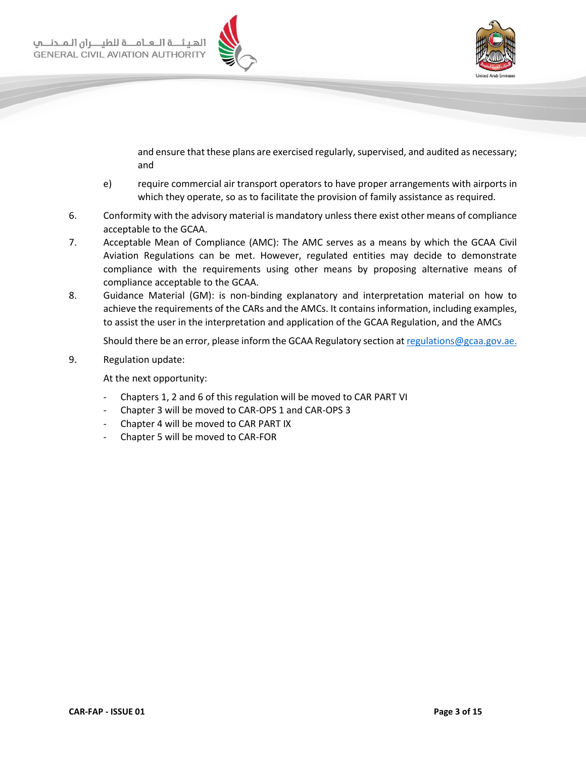and ensure that these plans are exercised regularly, supervised, and audited as necessary; and

e) require commercial air transport operators to have proper arrangements with airports in which they operate, so as to facilitate the provision of family assistance as required.

6. Conformity with the advisory material is mandatory unless there exist other means of compliance acceptable to the GCAA.
7. Acceptable Mean of Compliance (AMC): The AMC serves as a means by which the GCAA Civil Aviation Regulations can be met. However, regulated entities may decide to demonstrate compliance with the requirements using other means by proposing alternative means of compliance acceptable to the GCAA.
8. Guidance Material (GM): is non-binding explanatory and interpretation material on how to achieve the requirements of the CARs and the AMCs. It contains information, including examples, to assist the user in the interpretation and application of the GCAA Regulation, and the AMCs

   Should there be an error, please inform the GCAA Regulatory section at regulations@gcaa.gov.ae.

9. Regulation update:

   At the next opportunity:

   - Chapters 1, 2 and 6 of this regulation will be moved to CAR PART VI
   - Chapter 3 will be moved to CAR-OPS 1 and CAR-OPS 3
   - Chapter 4 will be moved to CAR PART IX
   - Chapter 5 will be moved to CAR-FOR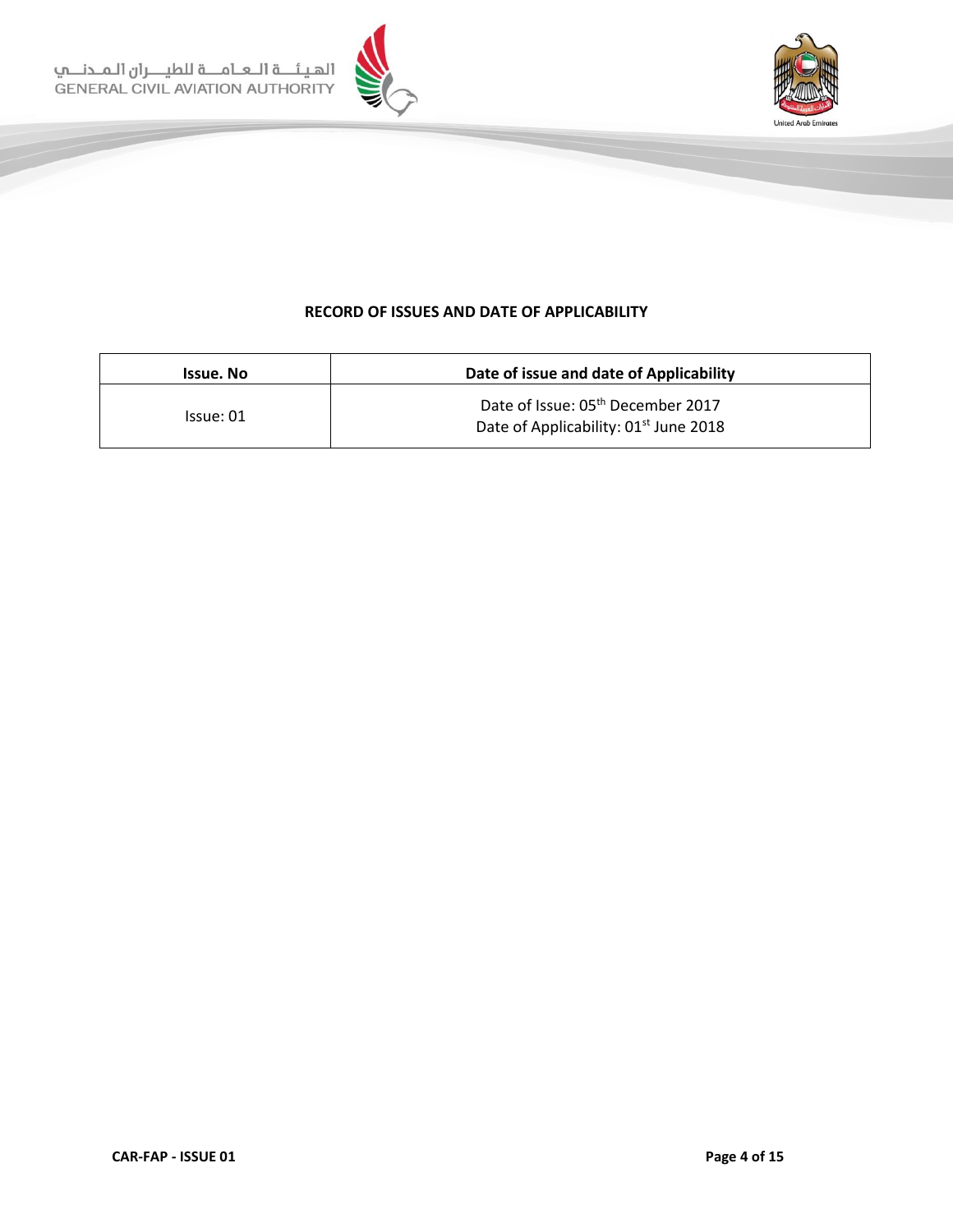**RECORD OF ISSUES AND DATE OF APPLICABILITY**

| Issue. No | Date of issue and date of Applicability |
|---|---|
| Issue: 01 | Date of Issue: 05th December 2017<br>Date of Applicability: 01st June 2018 |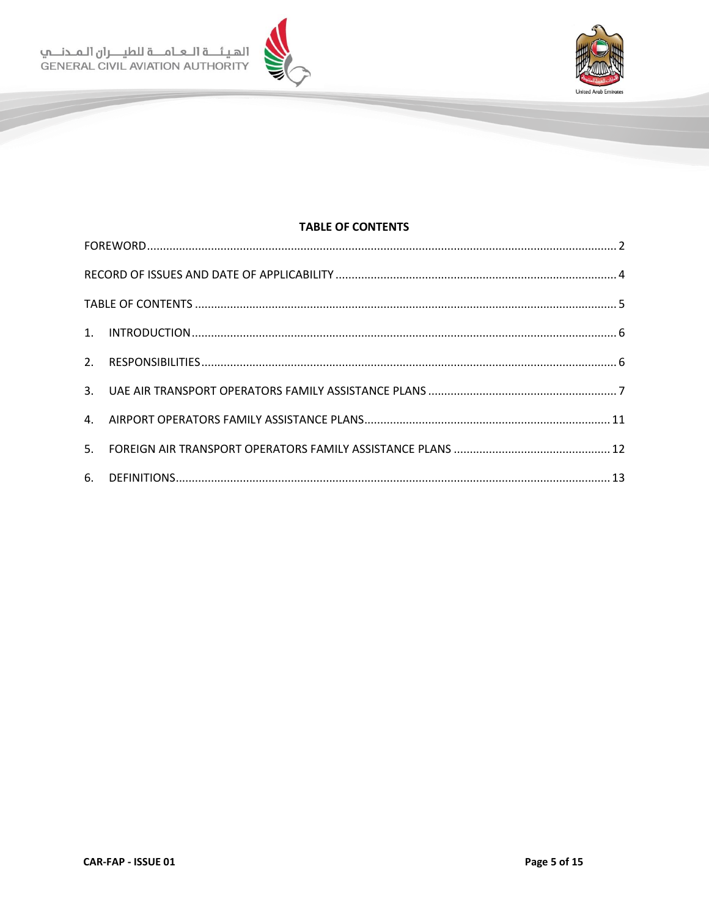## TABLE OF CONTENTS

FOREWORD ........ 2

RECORD OF ISSUES AND DATE OF APPLICABILITY ........ 4

TABLE OF CONTENTS ........ 5

1. INTRODUCTION ........ 6
2. RESPONSIBILITIES ........ 6
3. UAE AIR TRANSPORT OPERATORS FAMILY ASSISTANCE PLANS ........ 7
4. AIRPORT OPERATORS FAMILY ASSISTANCE PLANS ........ 11
5. FOREIGN AIR TRANSPORT OPERATORS FAMILY ASSISTANCE PLANS ........ 12
6. DEFINITIONS ........ 13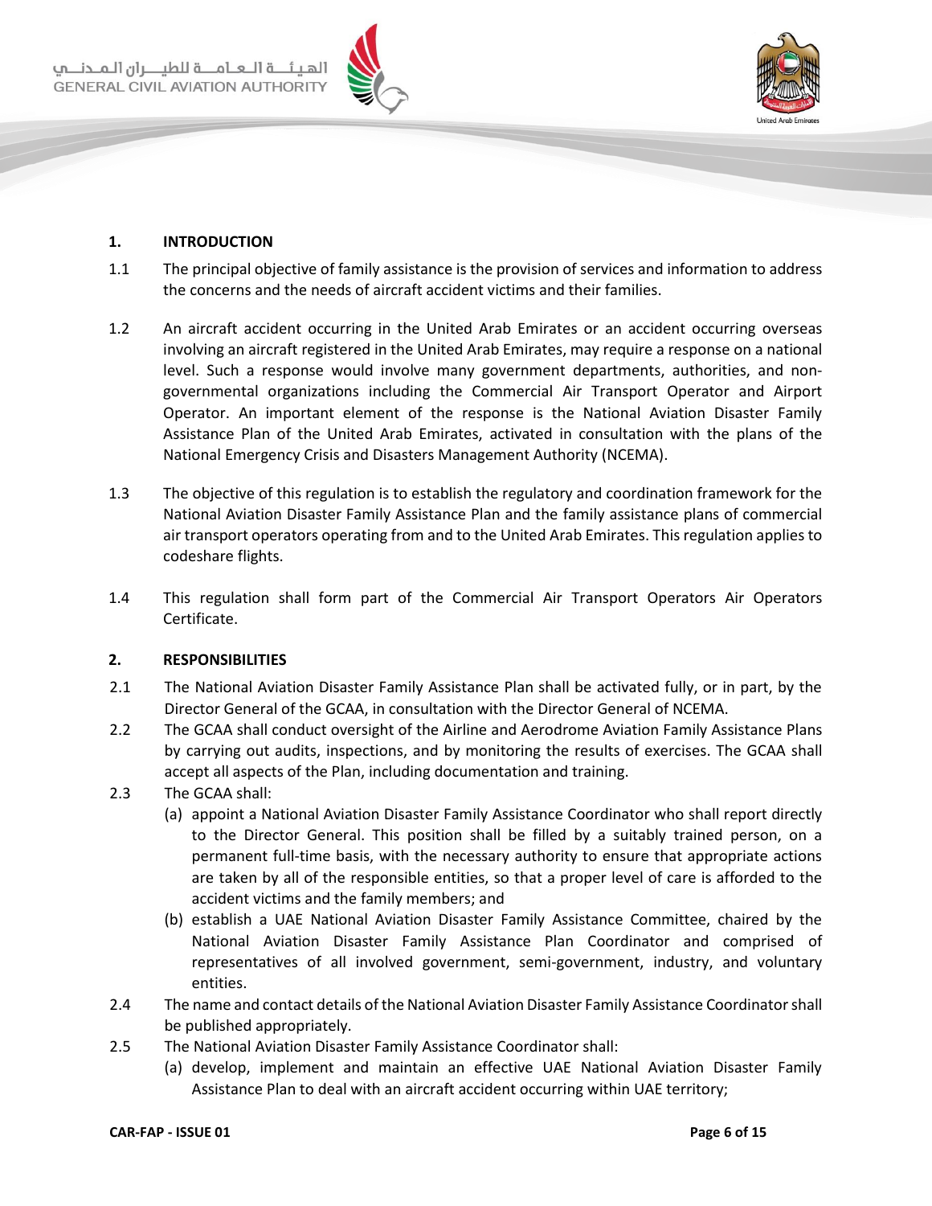## 1. INTRODUCTION

1.1 The principal objective of family assistance is the provision of services and information to address the concerns and the needs of aircraft accident victims and their families.

1.2 An aircraft accident occurring in the United Arab Emirates or an accident occurring overseas involving an aircraft registered in the United Arab Emirates, may require a response on a national level. Such a response would involve many government departments, authorities, and non-governmental organizations including the Commercial Air Transport Operator and Airport Operator. An important element of the response is the National Aviation Disaster Family Assistance Plan of the United Arab Emirates, activated in consultation with the plans of the National Emergency Crisis and Disasters Management Authority (NCEMA).

1.3 The objective of this regulation is to establish the regulatory and coordination framework for the National Aviation Disaster Family Assistance Plan and the family assistance plans of commercial air transport operators operating from and to the United Arab Emirates. This regulation applies to codeshare flights.

1.4 This regulation shall form part of the Commercial Air Transport Operators Air Operators Certificate.

## 2. RESPONSIBILITIES

2.1 The National Aviation Disaster Family Assistance Plan shall be activated fully, or in part, by the Director General of the GCAA, in consultation with the Director General of NCEMA.

2.2 The GCAA shall conduct oversight of the Airline and Aerodrome Aviation Family Assistance Plans by carrying out audits, inspections, and by monitoring the results of exercises. The GCAA shall accept all aspects of the Plan, including documentation and training.

2.3 The GCAA shall:

(a) appoint a National Aviation Disaster Family Assistance Coordinator who shall report directly to the Director General. This position shall be filled by a suitably trained person, on a permanent full-time basis, with the necessary authority to ensure that appropriate actions are taken by all of the responsible entities, so that a proper level of care is afforded to the accident victims and the family members; and

(b) establish a UAE National Aviation Disaster Family Assistance Committee, chaired by the National Aviation Disaster Family Assistance Plan Coordinator and comprised of representatives of all involved government, semi-government, industry, and voluntary entities.

2.4 The name and contact details of the National Aviation Disaster Family Assistance Coordinator shall be published appropriately.

2.5 The National Aviation Disaster Family Assistance Coordinator shall:

(a) develop, implement and maintain an effective UAE National Aviation Disaster Family Assistance Plan to deal with an aircraft accident occurring within UAE territory;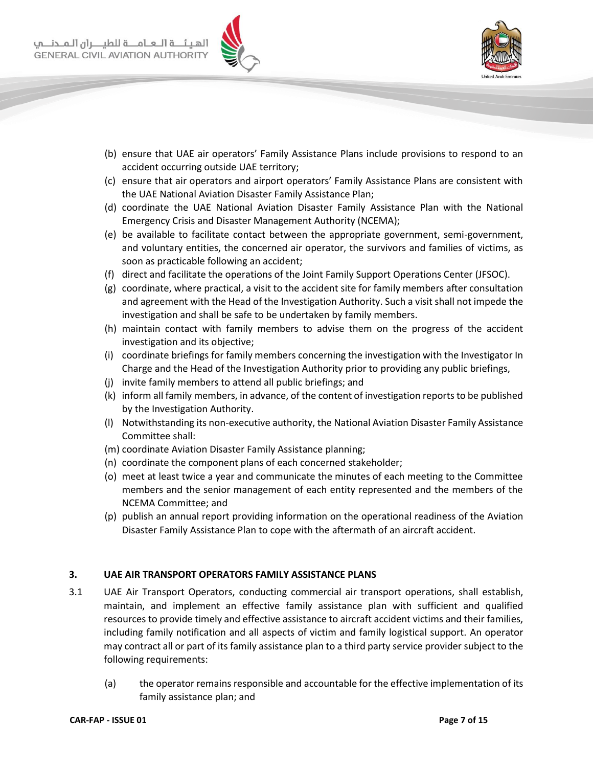(b) ensure that UAE air operators' Family Assistance Plans include provisions to respond to an accident occurring outside UAE territory;

(c) ensure that air operators and airport operators' Family Assistance Plans are consistent with the UAE National Aviation Disaster Family Assistance Plan;

(d) coordinate the UAE National Aviation Disaster Family Assistance Plan with the National Emergency Crisis and Disaster Management Authority (NCEMA);

(e) be available to facilitate contact between the appropriate government, semi-government, and voluntary entities, the concerned air operator, the survivors and families of victims, as soon as practicable following an accident;

(f) direct and facilitate the operations of the Joint Family Support Operations Center (JFSOC).

(g) coordinate, where practical, a visit to the accident site for family members after consultation and agreement with the Head of the Investigation Authority. Such a visit shall not impede the investigation and shall be safe to be undertaken by family members.

(h) maintain contact with family members to advise them on the progress of the accident investigation and its objective;

(i) coordinate briefings for family members concerning the investigation with the Investigator In Charge and the Head of the Investigation Authority prior to providing any public briefings,

(j) invite family members to attend all public briefings; and

(k) inform all family members, in advance, of the content of investigation reports to be published by the Investigation Authority.

(l) Notwithstanding its non-executive authority, the National Aviation Disaster Family Assistance Committee shall:

(m) coordinate Aviation Disaster Family Assistance planning;

(n) coordinate the component plans of each concerned stakeholder;

(o) meet at least twice a year and communicate the minutes of each meeting to the Committee members and the senior management of each entity represented and the members of the NCEMA Committee; and

(p) publish an annual report providing information on the operational readiness of the Aviation Disaster Family Assistance Plan to cope with the aftermath of an aircraft accident.

## 3. UAE AIR TRANSPORT OPERATORS FAMILY ASSISTANCE PLANS

3.1 UAE Air Transport Operators, conducting commercial air transport operations, shall establish, maintain, and implement an effective family assistance plan with sufficient and qualified resources to provide timely and effective assistance to aircraft accident victims and their families, including family notification and all aspects of victim and family logistical support. An operator may contract all or part of its family assistance plan to a third party service provider subject to the following requirements:

(a) the operator remains responsible and accountable for the effective implementation of its family assistance plan; and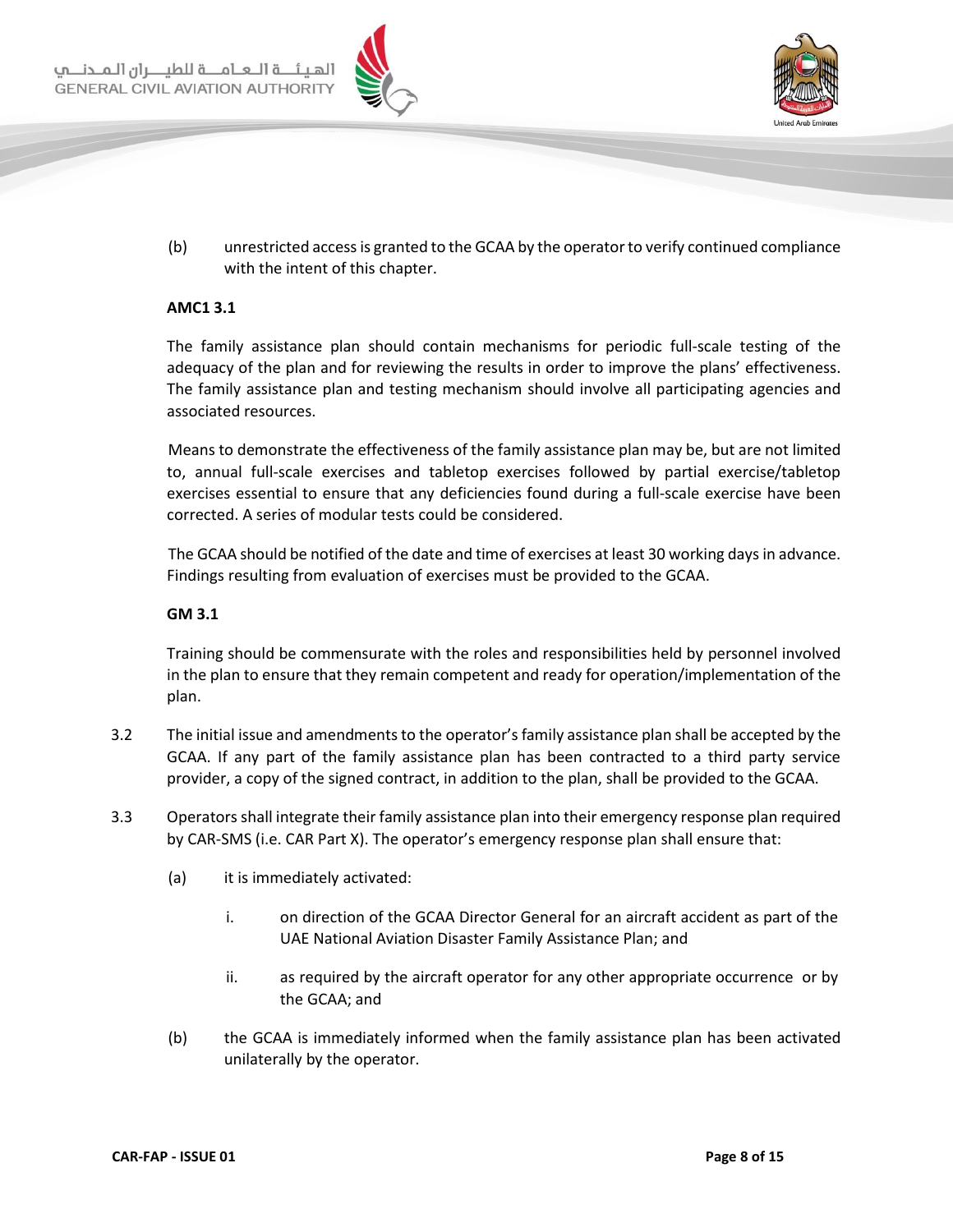(b) unrestricted access is granted to the GCAA by the operator to verify continued compliance with the intent of this chapter.

**AMC1 3.1**

The family assistance plan should contain mechanisms for periodic full-scale testing of the adequacy of the plan and for reviewing the results in order to improve the plans' effectiveness. The family assistance plan and testing mechanism should involve all participating agencies and associated resources.

Means to demonstrate the effectiveness of the family assistance plan may be, but are not limited to, annual full-scale exercises and tabletop exercises followed by partial exercise/tabletop exercises essential to ensure that any deficiencies found during a full-scale exercise have been corrected. A series of modular tests could be considered.

The GCAA should be notified of the date and time of exercises at least 30 working days in advance. Findings resulting from evaluation of exercises must be provided to the GCAA.

**GM 3.1**

Training should be commensurate with the roles and responsibilities held by personnel involved in the plan to ensure that they remain competent and ready for operation/implementation of the plan.

3.2 The initial issue and amendments to the operator's family assistance plan shall be accepted by the GCAA. If any part of the family assistance plan has been contracted to a third party service provider, a copy of the signed contract, in addition to the plan, shall be provided to the GCAA.

3.3 Operators shall integrate their family assistance plan into their emergency response plan required by CAR-SMS (i.e. CAR Part X). The operator's emergency response plan shall ensure that:

(a) it is immediately activated:

i. on direction of the GCAA Director General for an aircraft accident as part of the UAE National Aviation Disaster Family Assistance Plan; and

ii. as required by the aircraft operator for any other appropriate occurrence or by the GCAA; and

(b) the GCAA is immediately informed when the family assistance plan has been activated unilaterally by the operator.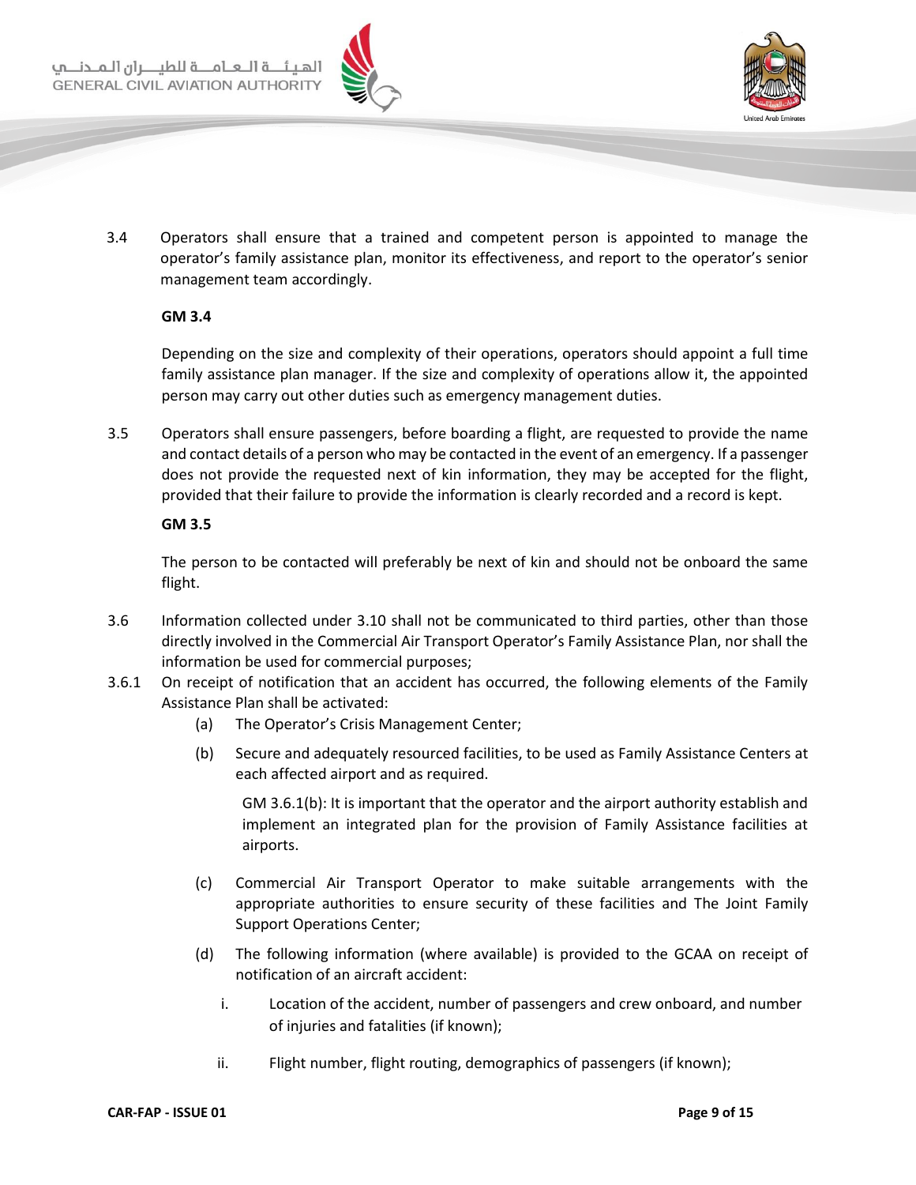3.4 Operators shall ensure that a trained and competent person is appointed to manage the operator's family assistance plan, monitor its effectiveness, and report to the operator's senior management team accordingly.

**GM 3.4**

Depending on the size and complexity of their operations, operators should appoint a full time family assistance plan manager. If the size and complexity of operations allow it, the appointed person may carry out other duties such as emergency management duties.

3.5 Operators shall ensure passengers, before boarding a flight, are requested to provide the name and contact details of a person who may be contacted in the event of an emergency. If a passenger does not provide the requested next of kin information, they may be accepted for the flight, provided that their failure to provide the information is clearly recorded and a record is kept.

**GM 3.5**

The person to be contacted will preferably be next of kin and should not be onboard the same flight.

3.6 Information collected under 3.10 shall not be communicated to third parties, other than those directly involved in the Commercial Air Transport Operator's Family Assistance Plan, nor shall the information be used for commercial purposes;

3.6.1 On receipt of notification that an accident has occurred, the following elements of the Family Assistance Plan shall be activated:

(a) The Operator's Crisis Management Center;

(b) Secure and adequately resourced facilities, to be used as Family Assistance Centers at each affected airport and as required.

GM 3.6.1(b): It is important that the operator and the airport authority establish and implement an integrated plan for the provision of Family Assistance facilities at airports.

(c) Commercial Air Transport Operator to make suitable arrangements with the appropriate authorities to ensure security of these facilities and The Joint Family Support Operations Center;

(d) The following information (where available) is provided to the GCAA on receipt of notification of an aircraft accident:

i. Location of the accident, number of passengers and crew onboard, and number of injuries and fatalities (if known);

ii. Flight number, flight routing, demographics of passengers (if known);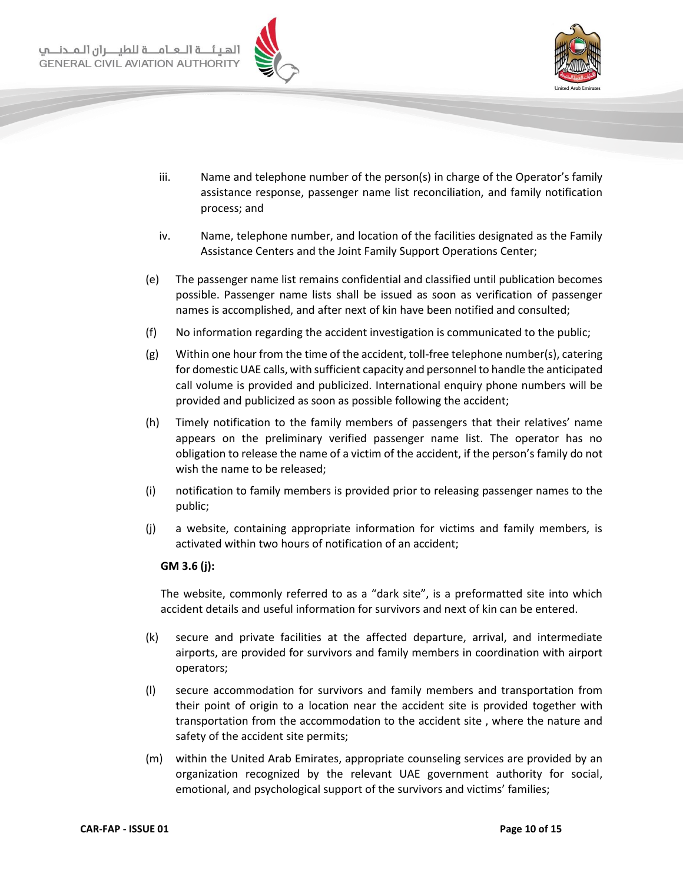iii. Name and telephone number of the person(s) in charge of the Operator's family assistance response, passenger name list reconciliation, and family notification process; and

iv. Name, telephone number, and location of the facilities designated as the Family Assistance Centers and the Joint Family Support Operations Center;

(e) The passenger name list remains confidential and classified until publication becomes possible. Passenger name lists shall be issued as soon as verification of passenger names is accomplished, and after next of kin have been notified and consulted;

(f) No information regarding the accident investigation is communicated to the public;

(g) Within one hour from the time of the accident, toll-free telephone number(s), catering for domestic UAE calls, with sufficient capacity and personnel to handle the anticipated call volume is provided and publicized. International enquiry phone numbers will be provided and publicized as soon as possible following the accident;

(h) Timely notification to the family members of passengers that their relatives' name appears on the preliminary verified passenger name list. The operator has no obligation to release the name of a victim of the accident, if the person's family do not wish the name to be released;

(i) notification to family members is provided prior to releasing passenger names to the public;

(j) a website, containing appropriate information for victims and family members, is activated within two hours of notification of an accident;

**GM 3.6 (j):**

The website, commonly referred to as a "dark site", is a preformatted site into which accident details and useful information for survivors and next of kin can be entered.

(k) secure and private facilities at the affected departure, arrival, and intermediate airports, are provided for survivors and family members in coordination with airport operators;

(l) secure accommodation for survivors and family members and transportation from their point of origin to a location near the accident site is provided together with transportation from the accommodation to the accident site , where the nature and safety of the accident site permits;

(m) within the United Arab Emirates, appropriate counseling services are provided by an organization recognized by the relevant UAE government authority for social, emotional, and psychological support of the survivors and victims' families;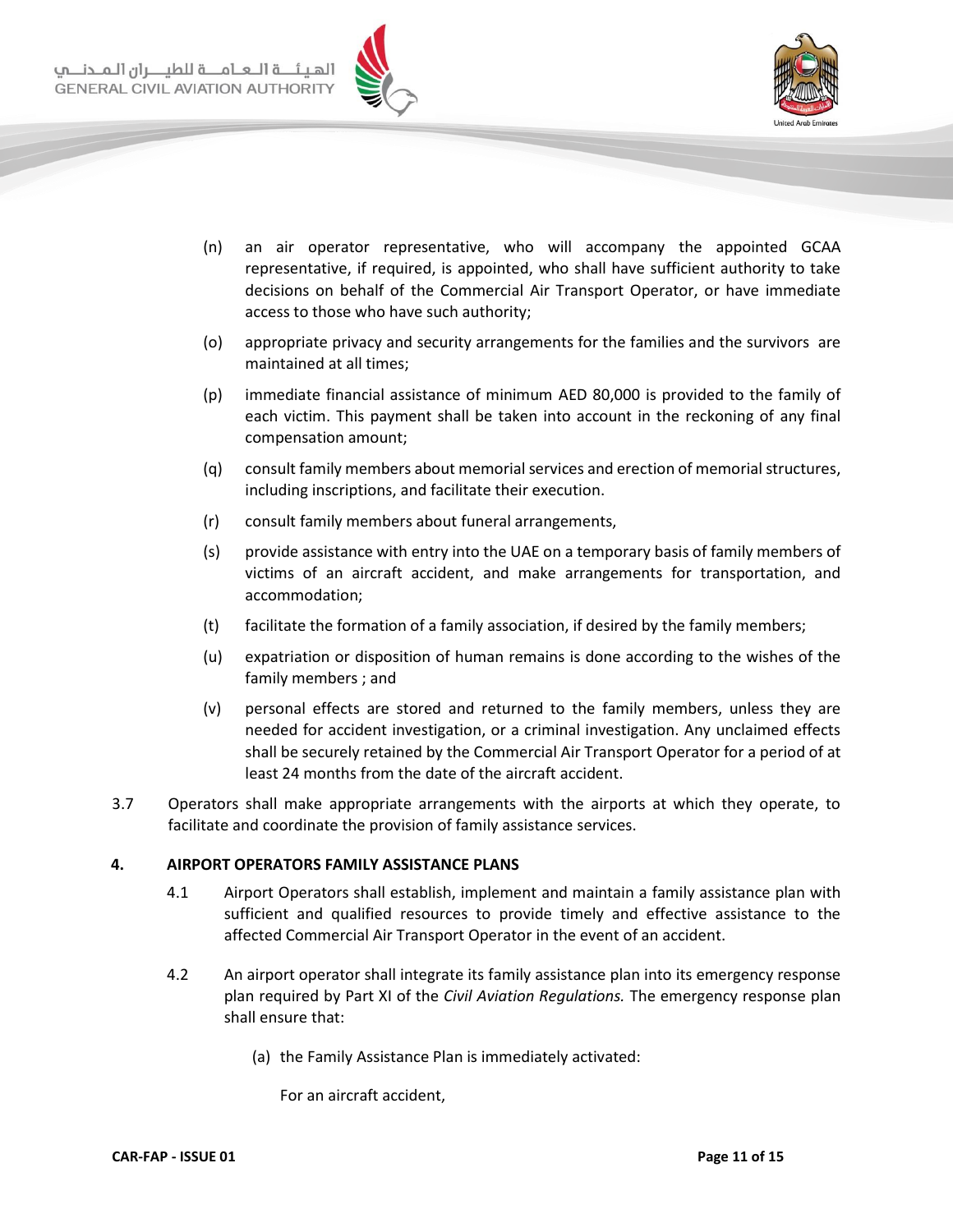(n) an air operator representative, who will accompany the appointed GCAA representative, if required, is appointed, who shall have sufficient authority to take decisions on behalf of the Commercial Air Transport Operator, or have immediate access to those who have such authority;

(o) appropriate privacy and security arrangements for the families and the survivors are maintained at all times;

(p) immediate financial assistance of minimum AED 80,000 is provided to the family of each victim. This payment shall be taken into account in the reckoning of any final compensation amount;

(q) consult family members about memorial services and erection of memorial structures, including inscriptions, and facilitate their execution.

(r) consult family members about funeral arrangements,

(s) provide assistance with entry into the UAE on a temporary basis of family members of victims of an aircraft accident, and make arrangements for transportation, and accommodation;

(t) facilitate the formation of a family association, if desired by the family members;

(u) expatriation or disposition of human remains is done according to the wishes of the family members ; and

(v) personal effects are stored and returned to the family members, unless they are needed for accident investigation, or a criminal investigation. Any unclaimed effects shall be securely retained by the Commercial Air Transport Operator for a period of at least 24 months from the date of the aircraft accident.

3.7 Operators shall make appropriate arrangements with the airports at which they operate, to facilitate and coordinate the provision of family assistance services.

## 4. AIRPORT OPERATORS FAMILY ASSISTANCE PLANS

4.1 Airport Operators shall establish, implement and maintain a family assistance plan with sufficient and qualified resources to provide timely and effective assistance to the affected Commercial Air Transport Operator in the event of an accident.

4.2 An airport operator shall integrate its family assistance plan into its emergency response plan required by Part XI of the *Civil Aviation Regulations.* The emergency response plan shall ensure that:

(a) the Family Assistance Plan is immediately activated:

For an aircraft accident,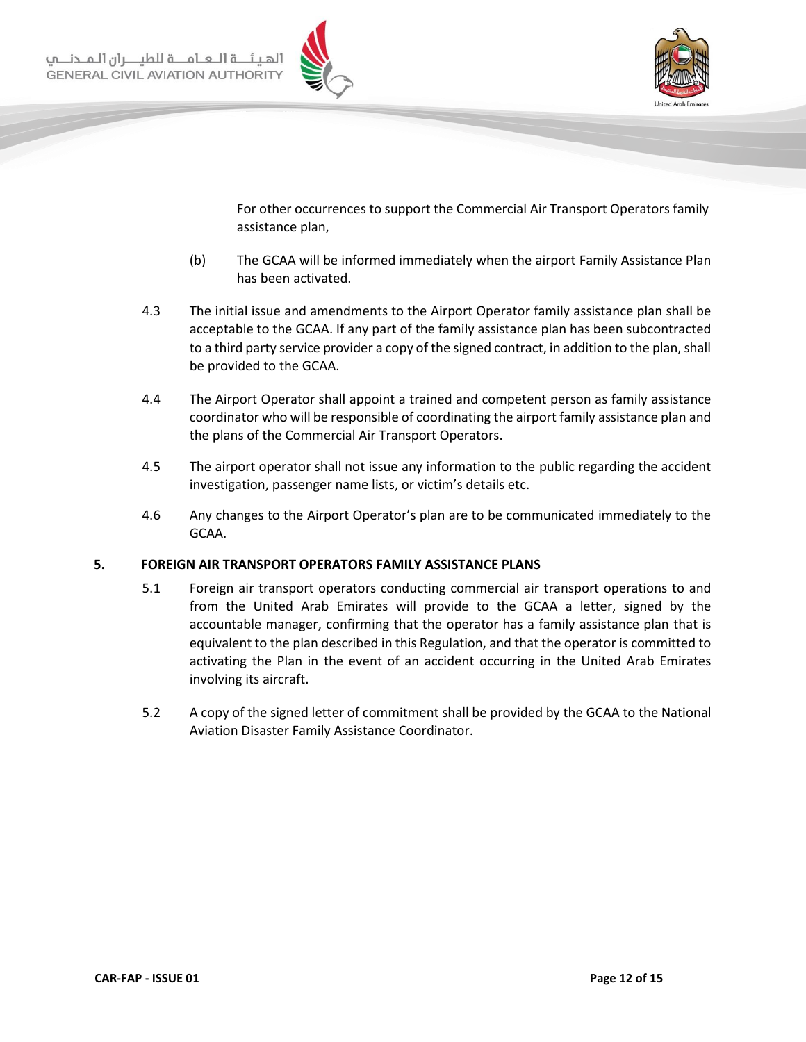For other occurrences to support the Commercial Air Transport Operators family assistance plan,

(b) The GCAA will be informed immediately when the airport Family Assistance Plan has been activated.

4.3 The initial issue and amendments to the Airport Operator family assistance plan shall be acceptable to the GCAA. If any part of the family assistance plan has been subcontracted to a third party service provider a copy of the signed contract, in addition to the plan, shall be provided to the GCAA.

4.4 The Airport Operator shall appoint a trained and competent person as family assistance coordinator who will be responsible of coordinating the airport family assistance plan and the plans of the Commercial Air Transport Operators.

4.5 The airport operator shall not issue any information to the public regarding the accident investigation, passenger name lists, or victim's details etc.

4.6 Any changes to the Airport Operator's plan are to be communicated immediately to the GCAA.

## 5. FOREIGN AIR TRANSPORT OPERATORS FAMILY ASSISTANCE PLANS

5.1 Foreign air transport operators conducting commercial air transport operations to and from the United Arab Emirates will provide to the GCAA a letter, signed by the accountable manager, confirming that the operator has a family assistance plan that is equivalent to the plan described in this Regulation, and that the operator is committed to activating the Plan in the event of an accident occurring in the United Arab Emirates involving its aircraft.

5.2 A copy of the signed letter of commitment shall be provided by the GCAA to the National Aviation Disaster Family Assistance Coordinator.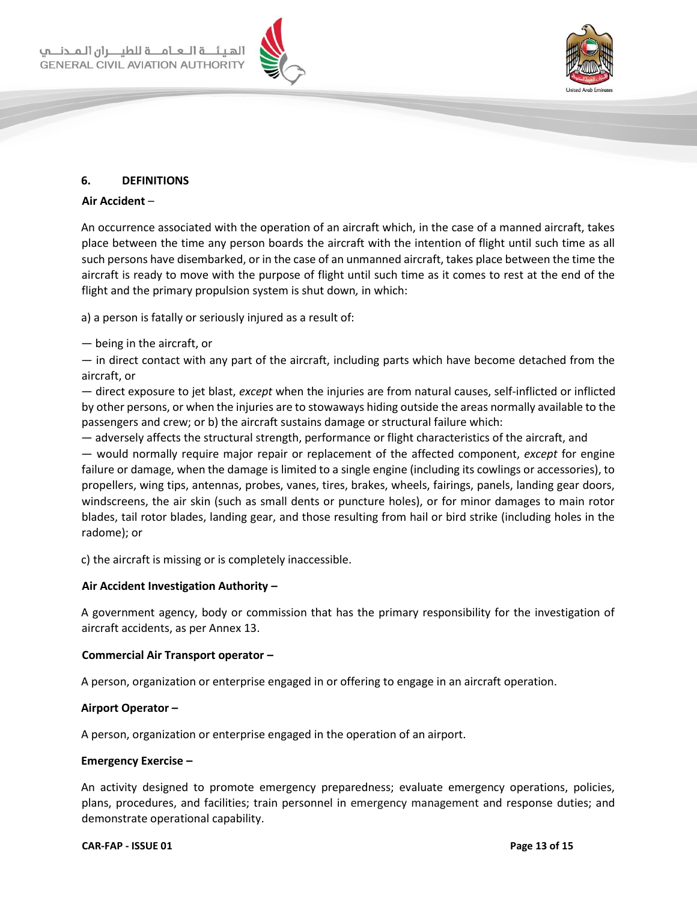## 6. DEFINITIONS

**Air Accident** –

An occurrence associated with the operation of an aircraft which, in the case of a manned aircraft, takes place between the time any person boards the aircraft with the intention of flight until such time as all such persons have disembarked, or in the case of an unmanned aircraft, takes place between the time the aircraft is ready to move with the purpose of flight until such time as it comes to rest at the end of the flight and the primary propulsion system is shut down*,* in which:

a) a person is fatally or seriously injured as a result of:

— being in the aircraft, or
— in direct contact with any part of the aircraft, including parts which have become detached from the aircraft, or
— direct exposure to jet blast, *except* when the injuries are from natural causes, self-inflicted or inflicted by other persons, or when the injuries are to stowaways hiding outside the areas normally available to the passengers and crew; or b) the aircraft sustains damage or structural failure which:
— adversely affects the structural strength, performance or flight characteristics of the aircraft, and
— would normally require major repair or replacement of the affected component, *except* for engine failure or damage, when the damage is limited to a single engine (including its cowlings or accessories), to propellers, wing tips, antennas, probes, vanes, tires, brakes, wheels, fairings, panels, landing gear doors, windscreens, the air skin (such as small dents or puncture holes), or for minor damages to main rotor blades, tail rotor blades, landing gear, and those resulting from hail or bird strike (including holes in the radome); or

c) the aircraft is missing or is completely inaccessible.

**Air Accident Investigation Authority –**

A government agency, body or commission that has the primary responsibility for the investigation of aircraft accidents, as per Annex 13.

**Commercial Air Transport operator –**

A person, organization or enterprise engaged in or offering to engage in an aircraft operation.

**Airport Operator –**

A person, organization or enterprise engaged in the operation of an airport.

**Emergency Exercise –**

An activity designed to promote emergency preparedness; evaluate emergency operations, policies, plans, procedures, and facilities; train personnel in emergency management and response duties; and demonstrate operational capability.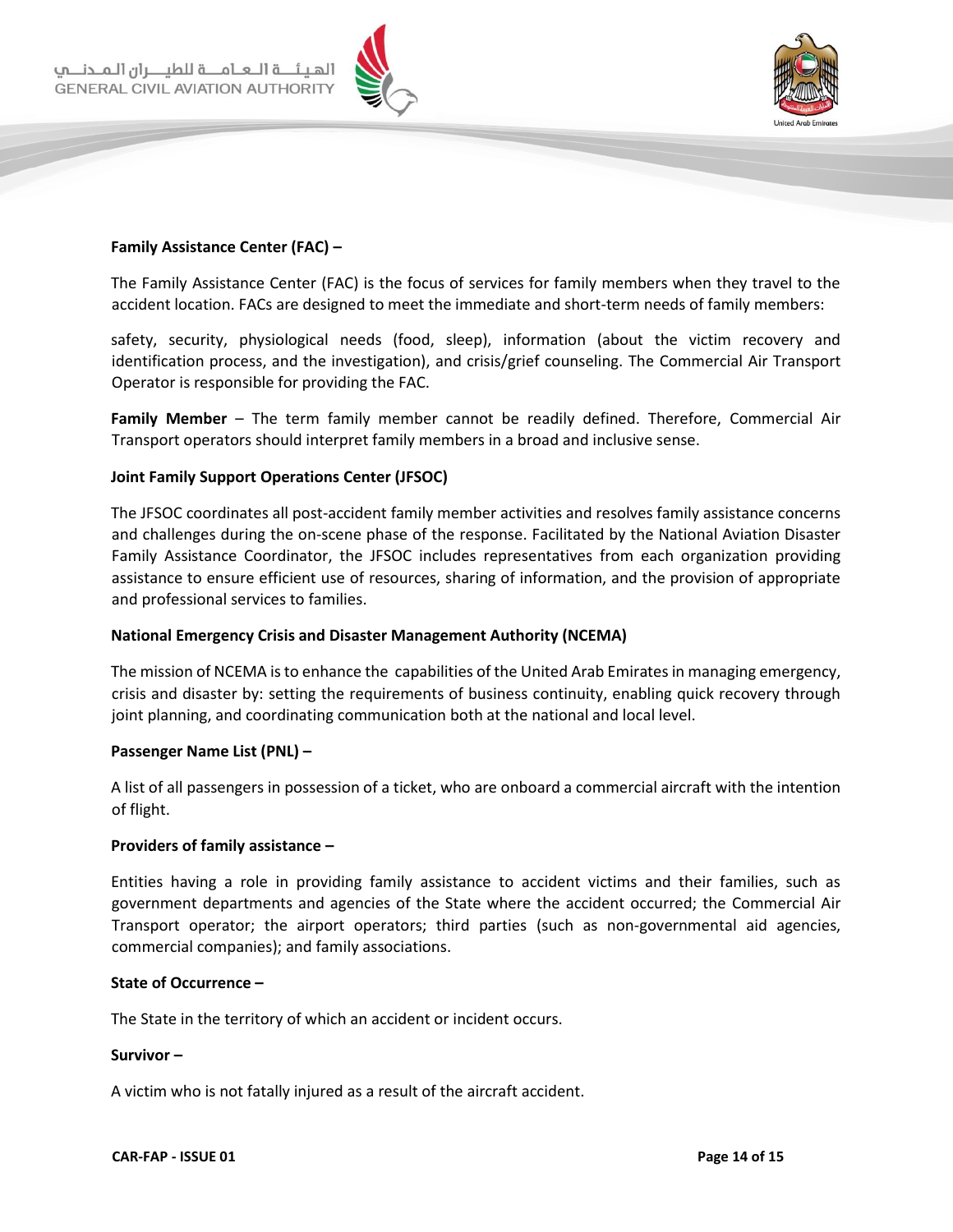**Family Assistance Center (FAC) –**

The Family Assistance Center (FAC) is the focus of services for family members when they travel to the accident location. FACs are designed to meet the immediate and short-term needs of family members:

safety, security, physiological needs (food, sleep), information (about the victim recovery and identification process, and the investigation), and crisis/grief counseling. The Commercial Air Transport Operator is responsible for providing the FAC.

**Family Member** – The term family member cannot be readily defined. Therefore, Commercial Air Transport operators should interpret family members in a broad and inclusive sense.

**Joint Family Support Operations Center (JFSOC)**

The JFSOC coordinates all post-accident family member activities and resolves family assistance concerns and challenges during the on-scene phase of the response. Facilitated by the National Aviation Disaster Family Assistance Coordinator, the JFSOC includes representatives from each organization providing assistance to ensure efficient use of resources, sharing of information, and the provision of appropriate and professional services to families.

**National Emergency Crisis and Disaster Management Authority (NCEMA)**

The mission of NCEMA is to enhance the capabilities of the United Arab Emirates in managing emergency, crisis and disaster by: setting the requirements of business continuity, enabling quick recovery through joint planning, and coordinating communication both at the national and local level.

**Passenger Name List (PNL) –**

A list of all passengers in possession of a ticket, who are onboard a commercial aircraft with the intention of flight.

**Providers of family assistance –**

Entities having a role in providing family assistance to accident victims and their families, such as government departments and agencies of the State where the accident occurred; the Commercial Air Transport operator; the airport operators; third parties (such as non-governmental aid agencies, commercial companies); and family associations.

**State of Occurrence –**

The State in the territory of which an accident or incident occurs.

**Survivor –**

A victim who is not fatally injured as a result of the aircraft accident.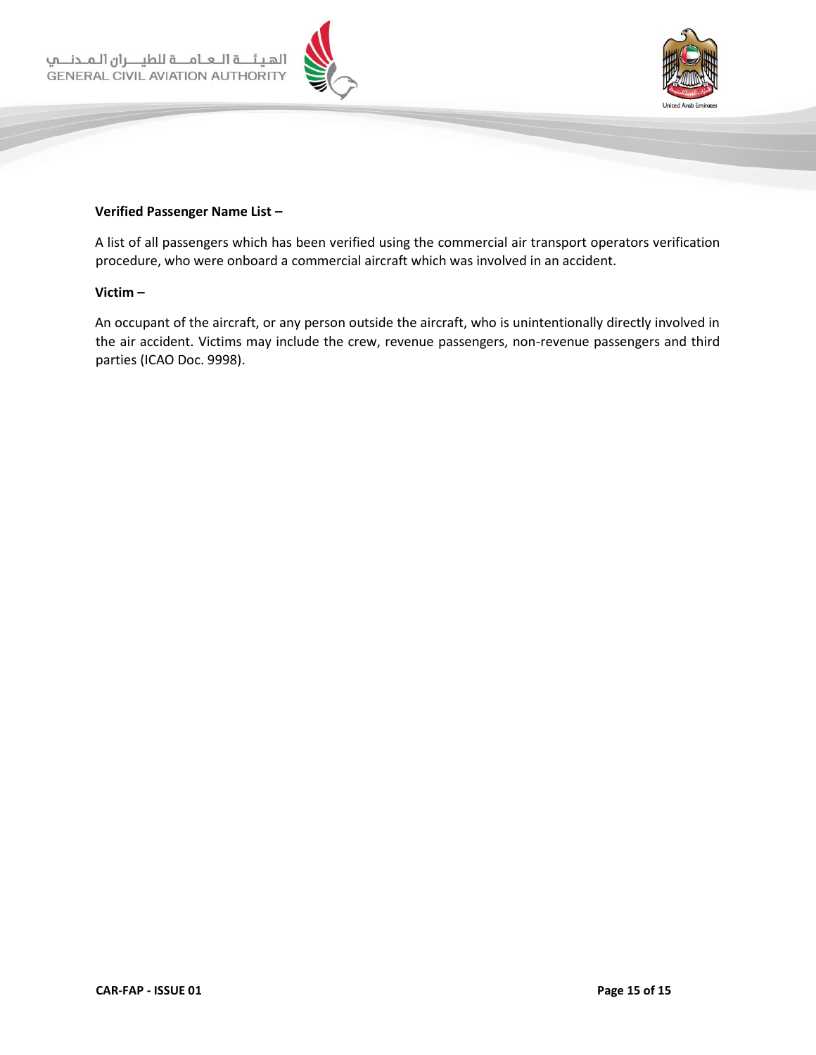**Verified Passenger Name List –**

A list of all passengers which has been verified using the commercial air transport operators verification procedure, who were onboard a commercial aircraft which was involved in an accident.

**Victim –**

An occupant of the aircraft, or any person outside the aircraft, who is unintentionally directly involved in the air accident. Victims may include the crew, revenue passengers, non-revenue passengers and third parties (ICAO Doc. 9998).